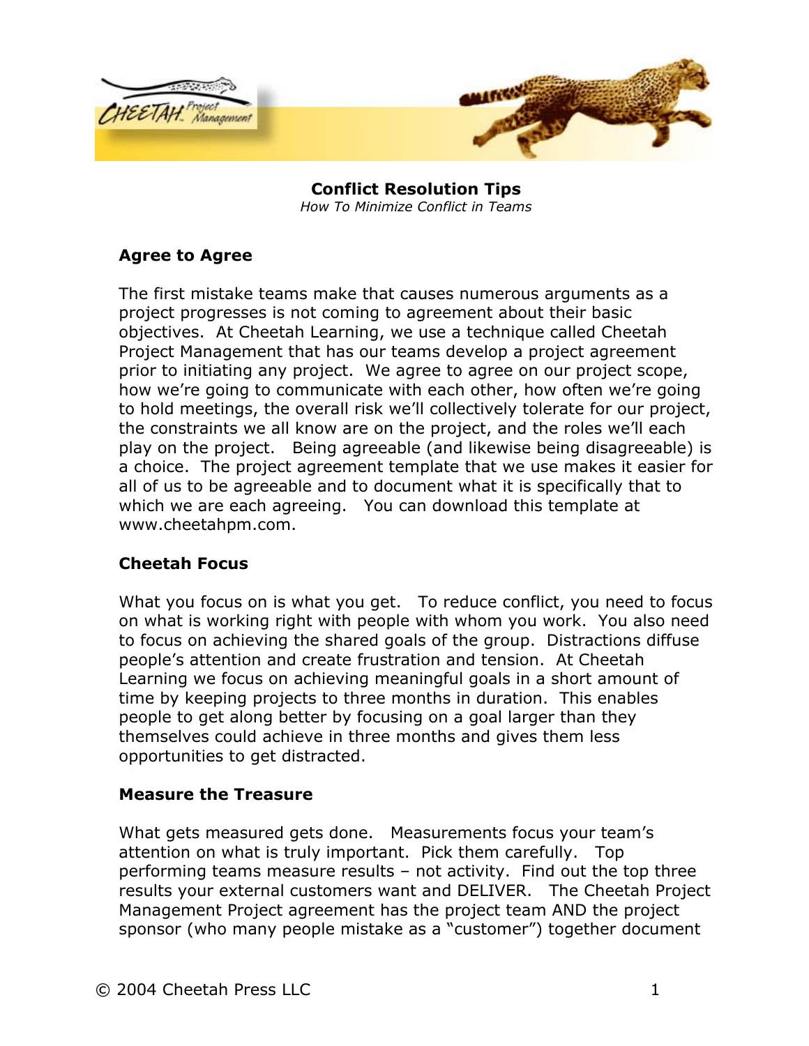# Conflict Resolution Tips

*How To Minimize Conflict in Teams*

## Agree to Agree

The first mistake teams make that causes numerous arguments as a project progresses is not coming to agreement about their basic objectives. At Cheetah Learning, we use a technique called Cheetah Project Management that has our teams develop a project agreement prior to initiating any project. We agree to agree on our project scope, how we're going to communicate with each other, how often we're going to hold meetings, the overall risk we'll collectively tolerate for our project, the constraints we all know are on the project, and the roles we'll each play on the project. Being agreeable (and likewise being disagreeable) is a choice. The project agreement template that we use makes it easier for all of us to be agreeable and to document what it is specifically that to which we are each agreeing. You can download this template at www.cheetahpm.com.

## Cheetah Focus

What you focus on is what you get. To reduce conflict, you need to focus on what is working right with people with whom you work. You also need to focus on achieving the shared goals of the group. Distractions diffuse people's attention and create frustration and tension. At Cheetah Learning we focus on achieving meaningful goals in a short amount of time by keeping projects to three months in duration. This enables people to get along better by focusing on a goal larger than they themselves could achieve in three months and gives them less opportunities to get distracted.

## Measure the Treasure

What gets measured gets done. Measurements focus your team's attention on what is truly important. Pick them carefully. Top performing teams measure results – not activity. Find out the top three results your external customers want and DELIVER. The Cheetah Project Management Project agreement has the project team AND the project sponsor (who many people mistake as a "customer") together document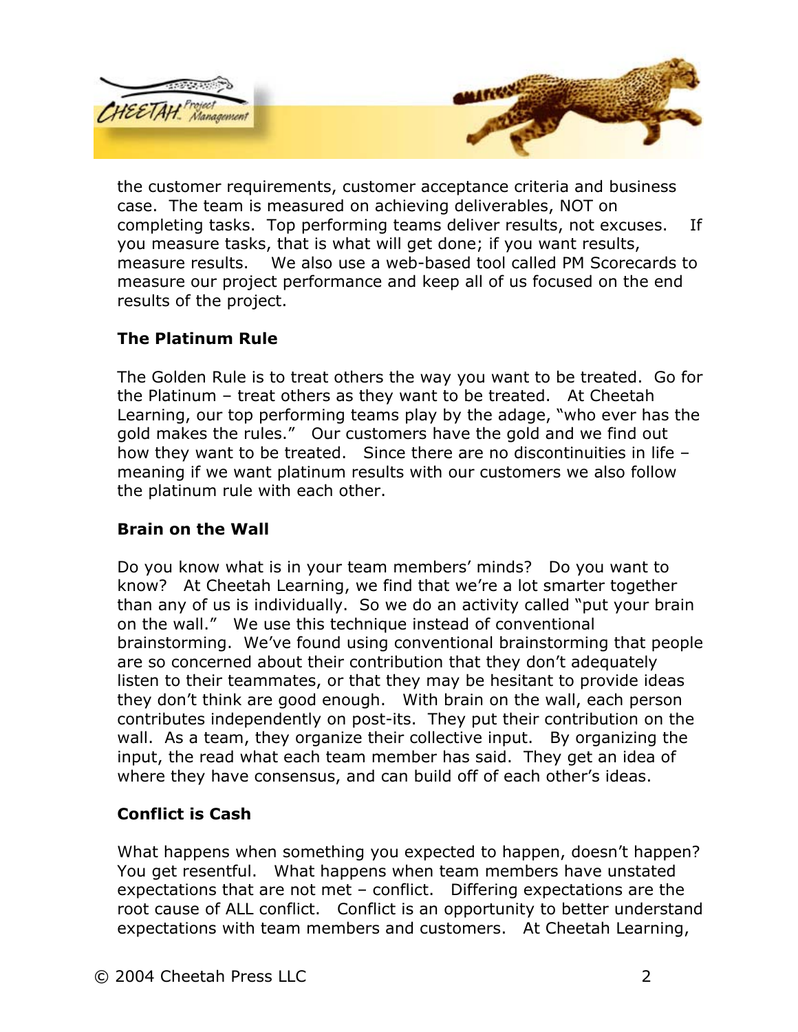the customer requirements, customer acceptance criteria and business case. The team is measured on achieving deliverables, NOT on completing tasks. Top performing teams deliver results, not excuses. If you measure tasks, that is what will get done; if you want results, measure results. We also use a web-based tool called PM Scorecards to measure our project performance and keep all of us focused on the end results of the project.

**The Platinum Rule**

The Golden Rule is to treat others the way you want to be treated. Go for the Platinum – treat others as they want to be treated. At Cheetah Learning, our top performing teams play by the adage, "who ever has the gold makes the rules." Our customers have the gold and we find out how they want to be treated. Since there are no discontinuities in life – meaning if we want platinum results with our customers we also follow the platinum rule with each other.

**Brain on the Wall**

Do you know what is in your team members' minds? Do you want to know? At Cheetah Learning, we find that we're a lot smarter together than any of us is individually. So we do an activity called "put your brain on the wall." We use this technique instead of conventional brainstorming. We've found using conventional brainstorming that people are so concerned about their contribution that they don't adequately listen to their teammates, or that they may be hesitant to provide ideas they don't think are good enough. With brain on the wall, each person contributes independently on post-its. They put their contribution on the wall. As a team, they organize their collective input. By organizing the input, the read what each team member has said. They get an idea of where they have consensus, and can build off of each other's ideas.

**Conflict is Cash**

What happens when something you expected to happen, doesn't happen? You get resentful. What happens when team members have unstated expectations that are not met – conflict. Differing expectations are the root cause of ALL conflict. Conflict is an opportunity to better understand expectations with team members and customers. At Cheetah Learning,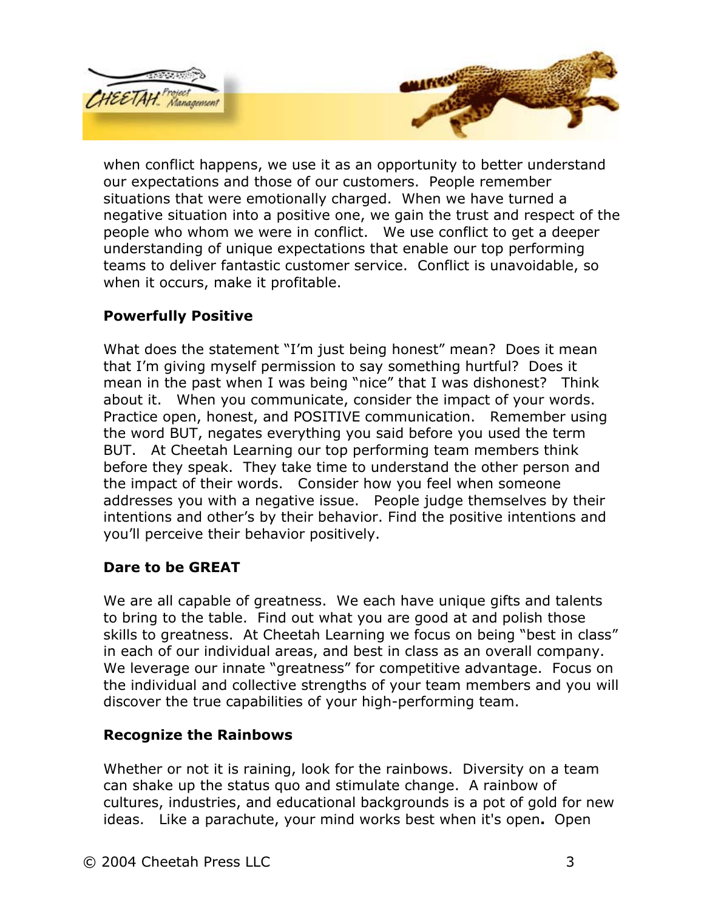when conflict happens, we use it as an opportunity to better understand our expectations and those of our customers. People remember situations that were emotionally charged. When we have turned a negative situation into a positive one, we gain the trust and respect of the people who whom we were in conflict. We use conflict to get a deeper understanding of unique expectations that enable our top performing teams to deliver fantastic customer service. Conflict is unavoidable, so when it occurs, make it profitable.

**Powerfully Positive**

What does the statement "I'm just being honest" mean? Does it mean that I'm giving myself permission to say something hurtful? Does it mean in the past when I was being "nice" that I was dishonest? Think about it. When you communicate, consider the impact of your words. Practice open, honest, and POSITIVE communication. Remember using the word BUT, negates everything you said before you used the term BUT. At Cheetah Learning our top performing team members think before they speak. They take time to understand the other person and the impact of their words. Consider how you feel when someone addresses you with a negative issue. People judge themselves by their intentions and other's by their behavior. Find the positive intentions and you'll perceive their behavior positively.

**Dare to be GREAT**

We are all capable of greatness. We each have unique gifts and talents to bring to the table. Find out what you are good at and polish those skills to greatness. At Cheetah Learning we focus on being "best in class" in each of our individual areas, and best in class as an overall company. We leverage our innate "greatness" for competitive advantage. Focus on the individual and collective strengths of your team members and you will discover the true capabilities of your high-performing team.

**Recognize the Rainbows**

Whether or not it is raining, look for the rainbows. Diversity on a team can shake up the status quo and stimulate change. A rainbow of cultures, industries, and educational backgrounds is a pot of gold for new ideas. Like a parachute, your mind works best when it's open**.** Open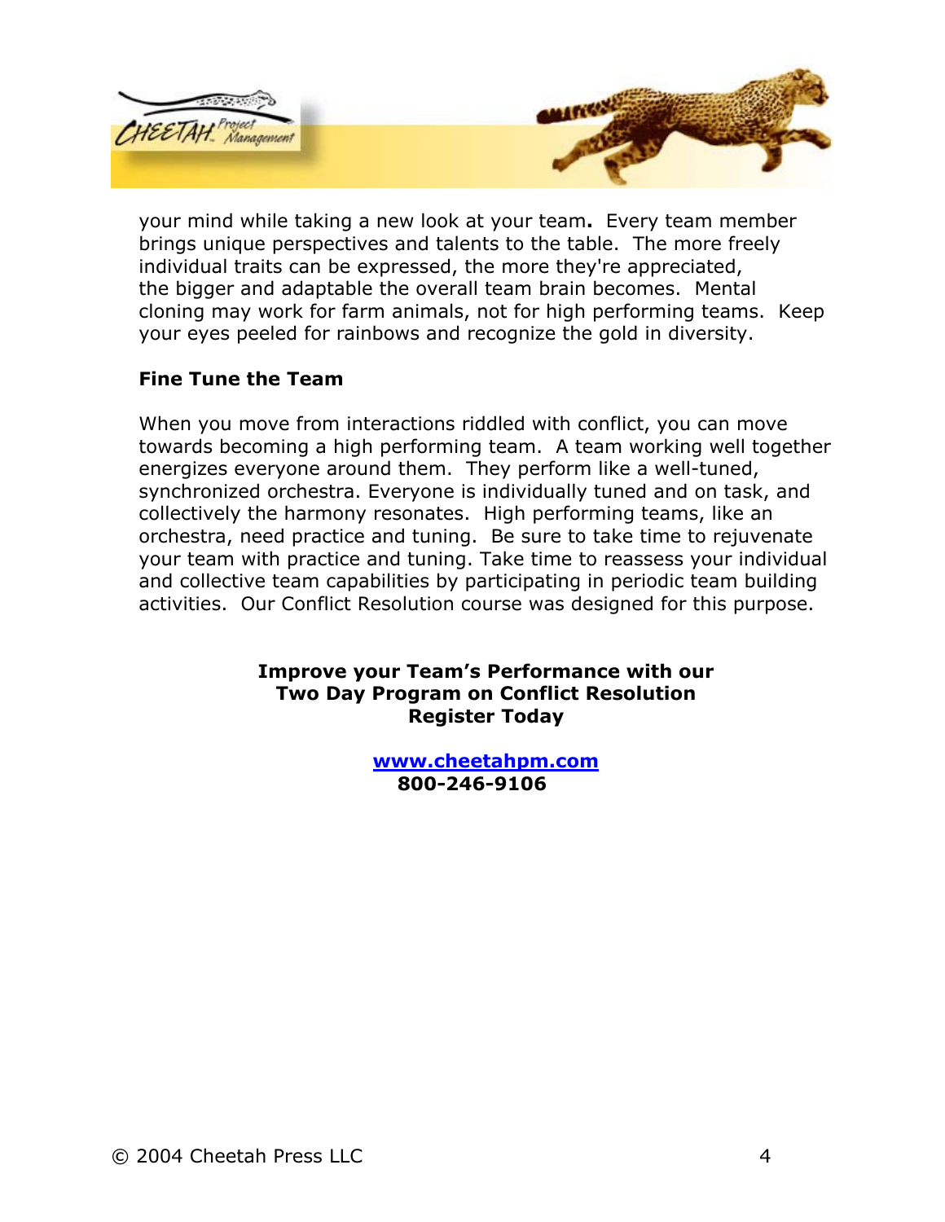your mind while taking a new look at your team**.** Every team member brings unique perspectives and talents to the table. The more freely individual traits can be expressed, the more they're appreciated, the bigger and adaptable the overall team brain becomes. Mental cloning may work for farm animals, not for high performing teams. Keep your eyes peeled for rainbows and recognize the gold in diversity.

**Fine Tune the Team**

When you move from interactions riddled with conflict, you can move towards becoming a high performing team. A team working well together energizes everyone around them. They perform like a well-tuned, synchronized orchestra. Everyone is individually tuned and on task, and collectively the harmony resonates. High performing teams, like an orchestra, need practice and tuning. Be sure to take time to rejuvenate your team with practice and tuning. Take time to reassess your individual and collective team capabilities by participating in periodic team building activities. Our Conflict Resolution course was designed for this purpose.

**Improve your Team's Performance with our Two Day Program on Conflict Resolution Register Today**

**[www.cheetahpm.com](http://www.cheetahpm.com)**
**800-246-9106**

© 2004 Cheetah Press LLC